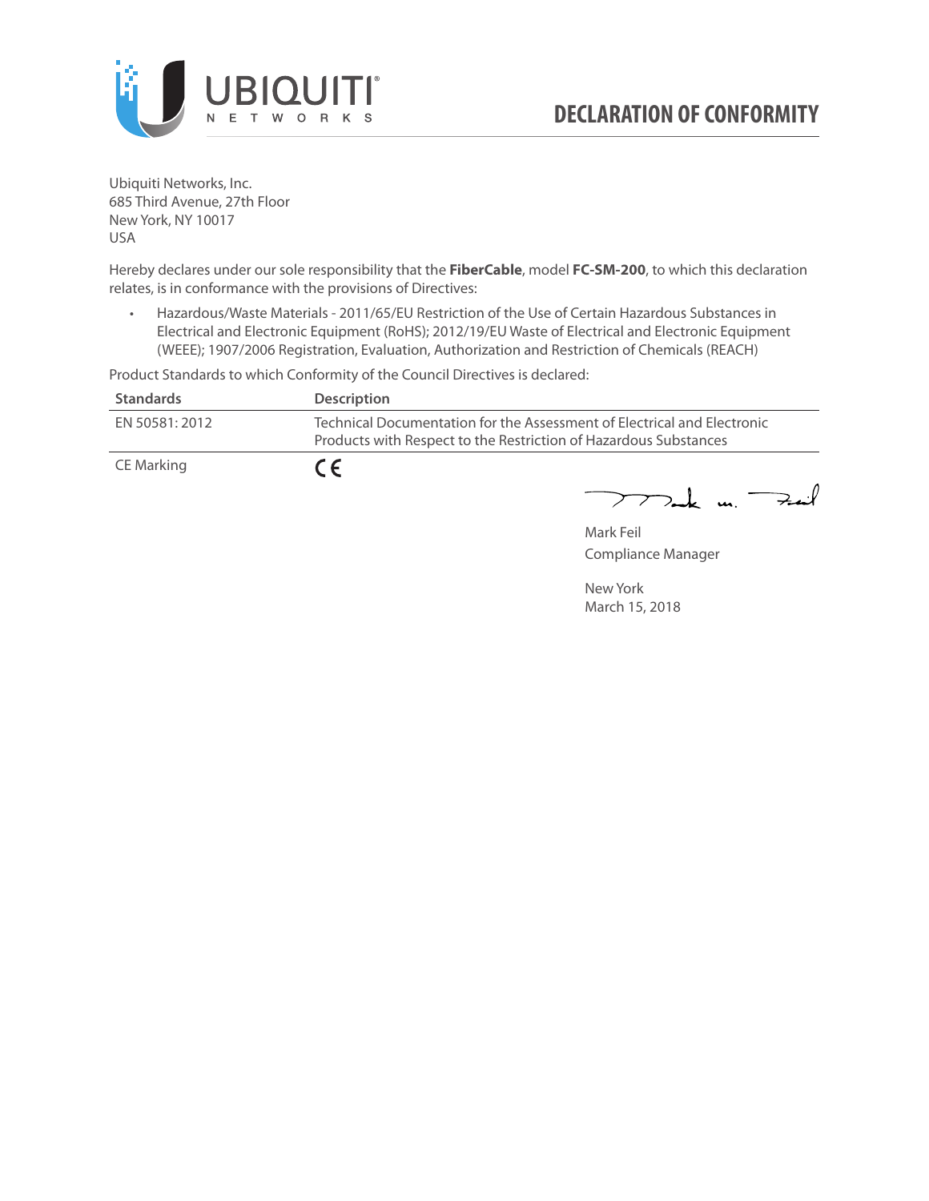# DECLARATION OF CONFORMITY

Ubiquiti Networks, Inc.
685 Third Avenue, 27th Floor
New York, NY 10017
USA

Hereby declares under our sole responsibility that the **FiberCable**, model **FC-SM-200**, to which this declaration relates, is in conformance with the provisions of Directives:

- Hazardous/Waste Materials - 2011/65/EU Restriction of the Use of Certain Hazardous Substances in Electrical and Electronic Equipment (RoHS); 2012/19/EU Waste of Electrical and Electronic Equipment (WEEE); 1907/2006 Registration, Evaluation, Authorization and Restriction of Chemicals (REACH)

Product Standards to which Conformity of the Council Directives is declared:

| Standards | Description |
|---|---|
| EN 50581: 2012 | Technical Documentation for the Assessment of Electrical and Electronic Products with Respect to the Restriction of Hazardous Substances |
| CE Marking | CE |

Mark Feil
Compliance Manager

New York
March 15, 2018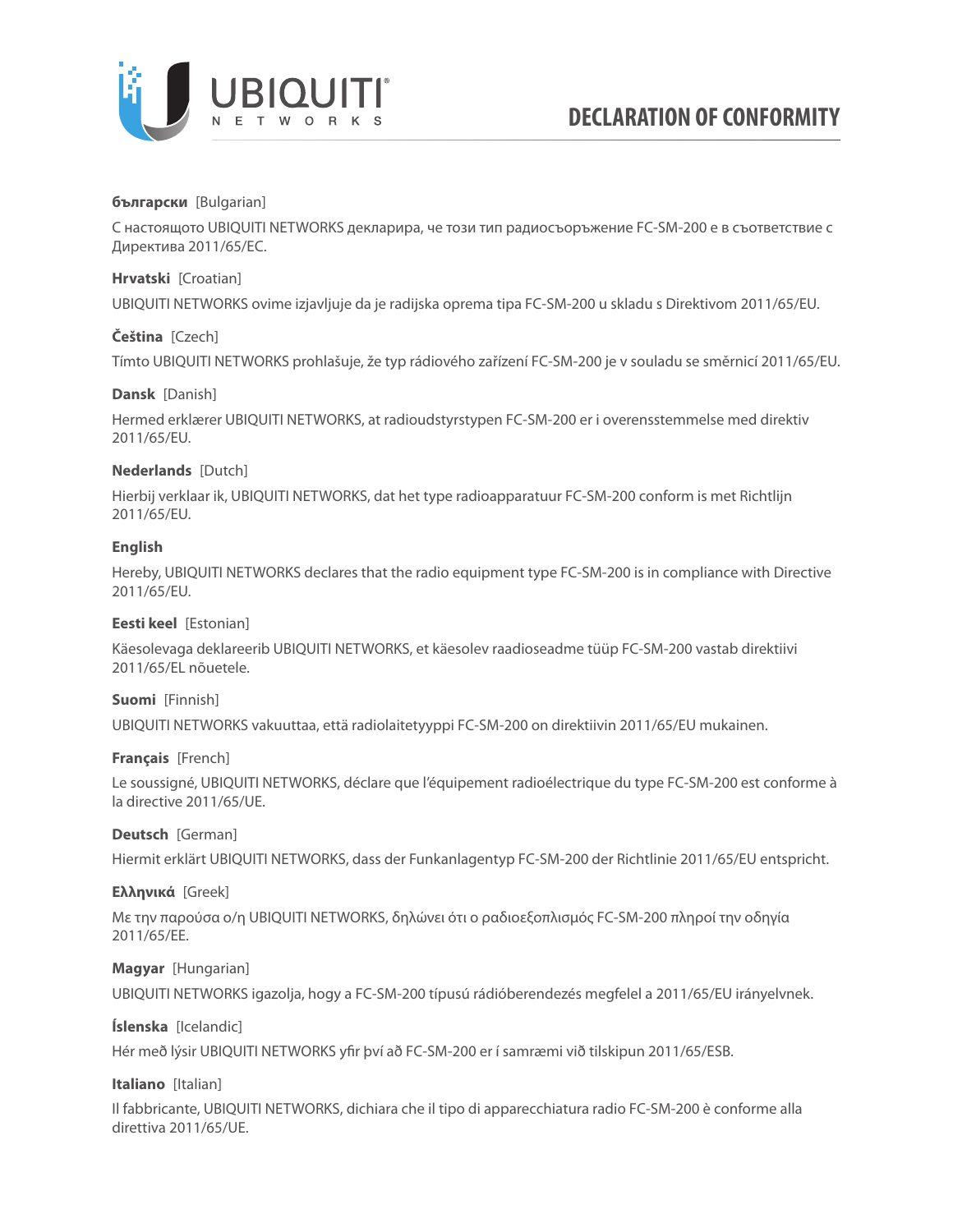# DECLARATION OF CONFORMITY

**български** [Bulgarian]

С настоящото UBIQUITI NETWORKS декларира, че този тип радиосъоръжение FC-SM-200 е в съответствие с Директива 2011/65/ЕС.

**Hrvatski** [Croatian]

UBIQUITI NETWORKS ovime izjavljuje da je radijska oprema tipa FC-SM-200 u skladu s Direktivom 2011/65/EU.

**Čeština** [Czech]

Tímto UBIQUITI NETWORKS prohlašuje, že typ rádiového zařízení FC-SM-200 je v souladu se směrnicí 2011/65/EU.

**Dansk** [Danish]

Hermed erklærer UBIQUITI NETWORKS, at radioudstyrstypen FC-SM-200 er i overensstemmelse med direktiv 2011/65/EU.

**Nederlands** [Dutch]

Hierbij verklaar ik, UBIQUITI NETWORKS, dat het type radioapparatuur FC-SM-200 conform is met Richtlijn 2011/65/EU.

**English**

Hereby, UBIQUITI NETWORKS declares that the radio equipment type FC-SM-200 is in compliance with Directive 2011/65/EU.

**Eesti keel** [Estonian]

Käesolevaga deklareerib UBIQUITI NETWORKS, et käesolev raadioseadme tüüp FC-SM-200 vastab direktiivi 2011/65/EL nõuetele.

**Suomi** [Finnish]

UBIQUITI NETWORKS vakuuttaa, että radiolaitetyyppi FC-SM-200 on direktiivin 2011/65/EU mukainen.

**Français** [French]

Le soussigné, UBIQUITI NETWORKS, déclare que l'équipement radioélectrique du type FC-SM-200 est conforme à la directive 2011/65/UE.

**Deutsch** [German]

Hiermit erklärt UBIQUITI NETWORKS, dass der Funkanlagentyp FC-SM-200 der Richtlinie 2011/65/EU entspricht.

**Ελληνικά** [Greek]

Με την παρούσα ο/η UBIQUITI NETWORKS, δηλώνει ότι ο ραδιοεξοπλισμός FC-SM-200 πληροί την οδηγία 2011/65/ΕΕ.

**Magyar** [Hungarian]

UBIQUITI NETWORKS igazolja, hogy a FC-SM-200 típusú rádióberendezés megfelel a 2011/65/EU irányelvnek.

**Íslenska** [Icelandic]

Hér með lýsir UBIQUITI NETWORKS yfir því að FC-SM-200 er í samræmi við tilskipun 2011/65/ESB.

**Italiano** [Italian]

Il fabbricante, UBIQUITI NETWORKS, dichiara che il tipo di apparecchiatura radio FC-SM-200 è conforme alla direttiva 2011/65/UE.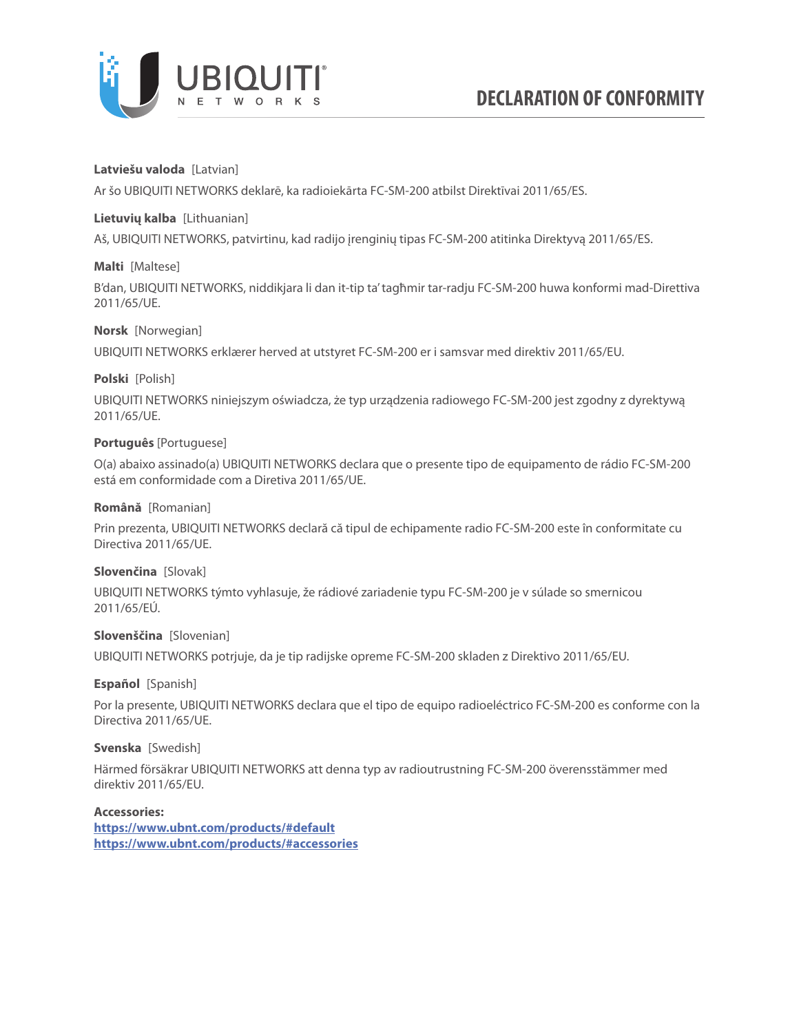**Latviešu valoda** [Latvian]

Ar šo UBIQUITI NETWORKS deklarē, ka radioiekārta FC-SM-200 atbilst Direktīvai 2011/65/ES.

**Lietuvių kalba** [Lithuanian]

Aš, UBIQUITI NETWORKS, patvirtinu, kad radijo įrenginių tipas FC-SM-200 atitinka Direktyvą 2011/65/ES.

**Malti** [Maltese]

B'dan, UBIQUITI NETWORKS, niddikjara li dan it-tip ta' tagħmir tar-radju FC-SM-200 huwa konformi mad-Direttiva 2011/65/UE.

**Norsk** [Norwegian]

UBIQUITI NETWORKS erklærer herved at utstyret FC-SM-200 er i samsvar med direktiv 2011/65/EU.

**Polski** [Polish]

UBIQUITI NETWORKS niniejszym oświadcza, że typ urządzenia radiowego FC-SM-200 jest zgodny z dyrektywą 2011/65/UE.

**Português** [Portuguese]

O(a) abaixo assinado(a) UBIQUITI NETWORKS declara que o presente tipo de equipamento de rádio FC-SM-200 está em conformidade com a Diretiva 2011/65/UE.

**Română** [Romanian]

Prin prezenta, UBIQUITI NETWORKS declară că tipul de echipamente radio FC-SM-200 este în conformitate cu Directiva 2011/65/UE.

**Slovenčina** [Slovak]

UBIQUITI NETWORKS týmto vyhlasuje, že rádiové zariadenie typu FC-SM-200 je v súlade so smernicou 2011/65/EÚ.

**Slovenščina** [Slovenian]

UBIQUITI NETWORKS potrjuje, da je tip radijske opreme FC-SM-200 skladen z Direktivo 2011/65/EU.

**Español** [Spanish]

Por la presente, UBIQUITI NETWORKS declara que el tipo de equipo radioeléctrico FC-SM-200 es conforme con la Directiva 2011/65/UE.

**Svenska** [Swedish]

Härmed försäkrar UBIQUITI NETWORKS att denna typ av radioutrustning FC-SM-200 överensstämmer med direktiv 2011/65/EU.

**Accessories:**
**https://www.ubnt.com/products/#default**
**https://www.ubnt.com/products/#accessories**